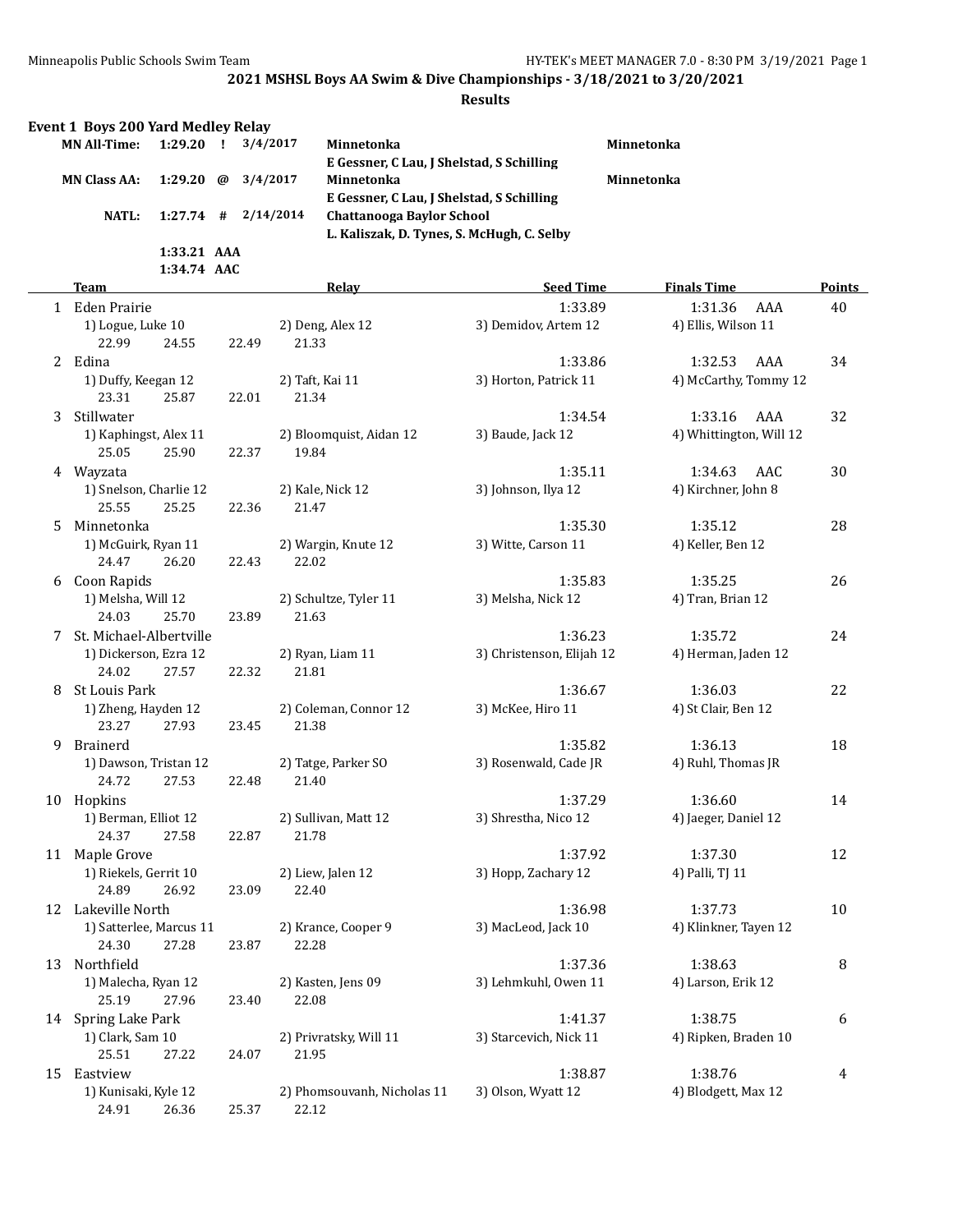## 2021 MSHSL Boys AA Swim & Dive Championships - 3/18/2021 to 3/20/2021

### Results

### Event 1 Boys 200 Yard Medley Relay

| | | | | | |
|---|---|---|---|---|---|
| MN All-Time: | 1:29.20 | ! | 3/4/2017 | Minnetonka<br>E Gessner, C Lau, J Shelstad, S Schilling | Minnetonka |
| MN Class AA: | 1:29.20 | @ | 3/4/2017 | Minnetonka<br>E Gessner, C Lau, J Shelstad, S Schilling | Minnetonka |
| NATL: | 1:27.74 | # | 2/14/2014 | Chattanooga Baylor School<br>L. Kaliszak, D. Tynes, S. McHugh, C. Selby | |
| | 1:33.21 | AAA | | | |
| | 1:34.74 | AAC | | | |

| | Team | Relay | Seed Time | Finals Time | Points |
|---|---|---|---|---|---|
| 1 | Eden Prairie | | 1:33.89 | 1:31.36 AAA | 40 |
| | 1) Logue, Luke 10 | 2) Deng, Alex 12 | 3) Demidov, Artem 12 | 4) Ellis, Wilson 11 | |
| | 22.99 24.55 22.49 21.33 | | | | |
| 2 | Edina | | 1:33.86 | 1:32.53 AAA | 34 |
| | 1) Duffy, Keegan 12 | 2) Taft, Kai 11 | 3) Horton, Patrick 11 | 4) McCarthy, Tommy 12 | |
| | 23.31 25.87 22.01 21.34 | | | | |
| 3 | Stillwater | | 1:34.54 | 1:33.16 AAA | 32 |
| | 1) Kaphingst, Alex 11 | 2) Bloomquist, Aidan 12 | 3) Baude, Jack 12 | 4) Whittington, Will 12 | |
| | 25.05 25.90 22.37 19.84 | | | | |
| 4 | Wayzata | | 1:35.11 | 1:34.63 AAC | 30 |
| | 1) Snelson, Charlie 12 | 2) Kale, Nick 12 | 3) Johnson, Ilya 12 | 4) Kirchner, John 8 | |
| | 25.55 25.25 22.36 21.47 | | | | |
| 5 | Minnetonka | | 1:35.30 | 1:35.12 | 28 |
| | 1) McGuirk, Ryan 11 | 2) Wargin, Knute 12 | 3) Witte, Carson 11 | 4) Keller, Ben 12 | |
| | 24.47 26.20 22.43 22.02 | | | | |
| 6 | Coon Rapids | | 1:35.83 | 1:35.25 | 26 |
| | 1) Melsha, Will 12 | 2) Schultze, Tyler 11 | 3) Melsha, Nick 12 | 4) Tran, Brian 12 | |
| | 24.03 25.70 23.89 21.63 | | | | |
| 7 | St. Michael-Albertville | | 1:36.23 | 1:35.72 | 24 |
| | 1) Dickerson, Ezra 12 | 2) Ryan, Liam 11 | 3) Christenson, Elijah 12 | 4) Herman, Jaden 12 | |
| | 24.02 27.57 22.32 21.81 | | | | |
| 8 | St Louis Park | | 1:36.67 | 1:36.03 | 22 |
| | 1) Zheng, Hayden 12 | 2) Coleman, Connor 12 | 3) McKee, Hiro 11 | 4) St Clair, Ben 12 | |
| | 23.27 27.93 23.45 21.38 | | | | |
| 9 | Brainerd | | 1:35.82 | 1:36.13 | 18 |
| | 1) Dawson, Tristan 12 | 2) Tatge, Parker SO | 3) Rosenwald, Cade JR | 4) Ruhl, Thomas JR | |
| | 24.72 27.53 22.48 21.40 | | | | |
| 10 | Hopkins | | 1:37.29 | 1:36.60 | 14 |
| | 1) Berman, Elliot 12 | 2) Sullivan, Matt 12 | 3) Shrestha, Nico 12 | 4) Jaeger, Daniel 12 | |
| | 24.37 27.58 22.87 21.78 | | | | |
| 11 | Maple Grove | | 1:37.92 | 1:37.30 | 12 |
| | 1) Riekels, Gerrit 10 | 2) Liew, Jalen 12 | 3) Hopp, Zachary 12 | 4) Palli, TJ 11 | |
| | 24.89 26.92 23.09 22.40 | | | | |
| 12 | Lakeville North | | 1:36.98 | 1:37.73 | 10 |
| | 1) Satterlee, Marcus 11 | 2) Krance, Cooper 9 | 3) MacLeod, Jack 10 | 4) Klinkner, Tayen 12 | |
| | 24.30 27.28 23.87 22.28 | | | | |
| 13 | Northfield | | 1:37.36 | 1:38.63 | 8 |
| | 1) Malecha, Ryan 12 | 2) Kasten, Jens 09 | 3) Lehmkuhl, Owen 11 | 4) Larson, Erik 12 | |
| | 25.19 27.96 23.40 22.08 | | | | |
| 14 | Spring Lake Park | | 1:41.37 | 1:38.75 | 6 |
| | 1) Clark, Sam 10 | 2) Privratsky, Will 11 | 3) Starcevich, Nick 11 | 4) Ripken, Braden 10 | |
| | 25.51 27.22 24.07 21.95 | | | | |
| 15 | Eastview | | 1:38.87 | 1:38.76 | 4 |
| | 1) Kunisaki, Kyle 12 | 2) Phomsouvanh, Nicholas 11 | 3) Olson, Wyatt 12 | 4) Blodgett, Max 12 | |
| | 24.91 26.36 25.37 22.12 | | | | |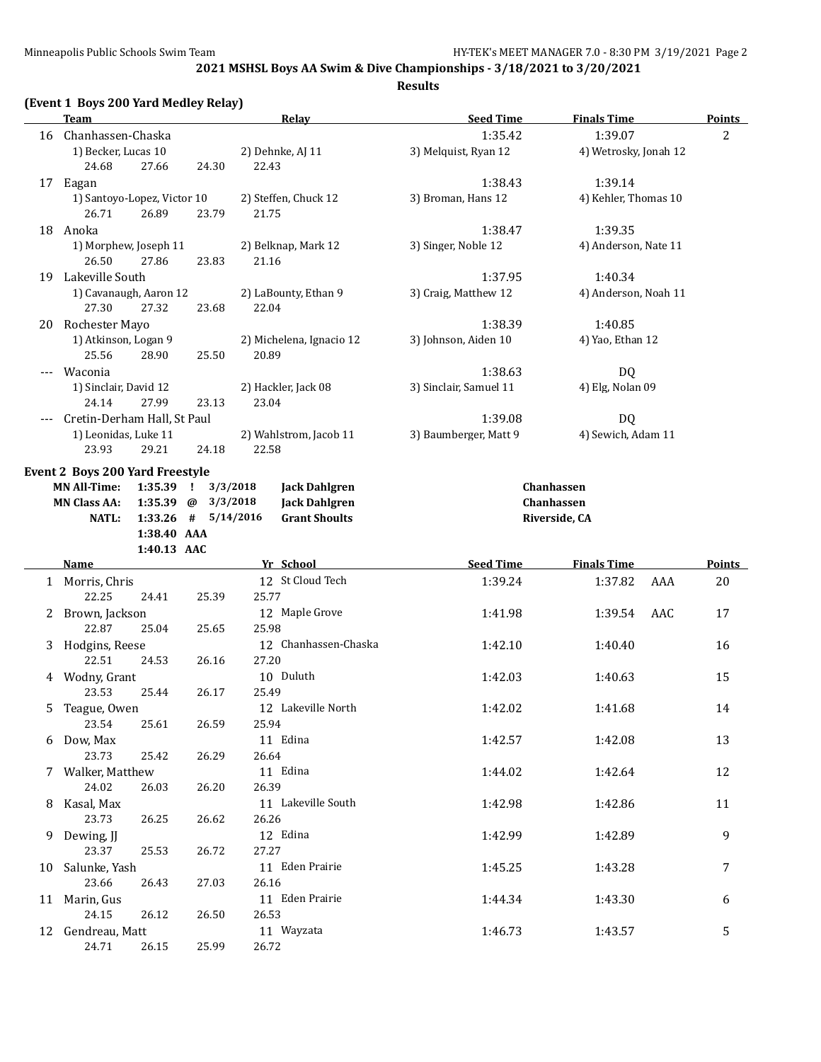## 2021 MSHSL Boys AA Swim & Dive Championships - 3/18/2021 to 3/20/2021

### Results

### (Event 1 Boys 200 Yard Medley Relay)

| | Team | Relay | | Seed Time | Finals Time | Points |
|---|---|---|---|---|---|---|
| 16 | Chanhassen-Chaska | | | 1:35.42 | 1:39.07 | 2 |
| | 1) Becker, Lucas 10 | 2) Dehnke, AJ 11 | 3) Melquist, Ryan 12 | 4) Wetrosky, Jonah 12 | | |
| | 24.68 27.66 24.30 22.43 | | | | | |
| 17 | Eagan | | | 1:38.43 | 1:39.14 | |
| | 1) Santoyo-Lopez, Victor 10 | 2) Steffen, Chuck 12 | 3) Broman, Hans 12 | 4) Kehler, Thomas 10 | | |
| | 26.71 26.89 23.79 21.75 | | | | | |
| 18 | Anoka | | | 1:38.47 | 1:39.35 | |
| | 1) Morphew, Joseph 11 | 2) Belknap, Mark 12 | 3) Singer, Noble 12 | 4) Anderson, Nate 11 | | |
| | 26.50 27.86 23.83 21.16 | | | | | |
| 19 | Lakeville South | | | 1:37.95 | 1:40.34 | |
| | 1) Cavanaugh, Aaron 12 | 2) LaBounty, Ethan 9 | 3) Craig, Matthew 12 | 4) Anderson, Noah 11 | | |
| | 27.30 27.32 23.68 22.04 | | | | | |
| 20 | Rochester Mayo | | | 1:38.39 | 1:40.85 | |
| | 1) Atkinson, Logan 9 | 2) Michelena, Ignacio 12 | 3) Johnson, Aiden 10 | 4) Yao, Ethan 12 | | |
| | 25.56 28.90 25.50 20.89 | | | | | |
| --- | Waconia | | | 1:38.63 | DQ | |
| | 1) Sinclair, David 12 | 2) Hackler, Jack 08 | 3) Sinclair, Samuel 11 | 4) Elg, Nolan 09 | | |
| | 24.14 27.99 23.13 23.04 | | | | | |
| --- | Cretin-Derham Hall, St Paul | | | 1:39.08 | DQ | |
| | 1) Leonidas, Luke 11 | 2) Wahlstrom, Jacob 11 | 3) Baumberger, Matt 9 | 4) Sewich, Adam 11 | | |
| | 23.93 29.21 24.18 22.58 | | | | | |

### Event 2 Boys 200 Yard Freestyle

| | | | | | |
|---|---|---|---|---|---|
| MN All-Time: | 1:35.39 | ! | 3/3/2018 | Jack Dahlgren | Chanhassen |
| MN Class AA: | 1:35.39 | @ | 3/3/2018 | Jack Dahlgren | Chanhassen |
| NATL: | 1:33.26 | # | 5/14/2016 | Grant Shoults | Riverside, CA |
| | 1:38.40 | AAA | | | |
| | 1:40.13 | AAC | | | |

| | Name | Yr | School | Seed Time | Finals Time | | Points |
|---|---|---|---|---|---|---|---|
| 1 | Morris, Chris | 12 | St Cloud Tech | 1:39.24 | 1:37.82 | AAA | 20 |
| | 22.25 24.41 25.39 25.77 | | | | | | |
| 2 | Brown, Jackson | 12 | Maple Grove | 1:41.98 | 1:39.54 | AAC | 17 |
| | 22.87 25.04 25.65 25.98 | | | | | | |
| 3 | Hodgins, Reese | 12 | Chanhassen-Chaska | 1:42.10 | 1:40.40 | | 16 |
| | 22.51 24.53 26.16 27.20 | | | | | | |
| 4 | Wodny, Grant | 10 | Duluth | 1:42.03 | 1:40.63 | | 15 |
| | 23.53 25.44 26.17 25.49 | | | | | | |
| 5 | Teague, Owen | 12 | Lakeville North | 1:42.02 | 1:41.68 | | 14 |
| | 23.54 25.61 26.59 25.94 | | | | | | |
| 6 | Dow, Max | 11 | Edina | 1:42.57 | 1:42.08 | | 13 |
| | 23.73 25.42 26.29 26.64 | | | | | | |
| 7 | Walker, Matthew | 11 | Edina | 1:44.02 | 1:42.64 | | 12 |
| | 24.02 26.03 26.20 26.39 | | | | | | |
| 8 | Kasal, Max | 11 | Lakeville South | 1:42.98 | 1:42.86 | | 11 |
| | 23.73 26.25 26.62 26.26 | | | | | | |
| 9 | Dewing, JJ | 12 | Edina | 1:42.99 | 1:42.89 | | 9 |
| | 23.37 25.53 26.72 27.27 | | | | | | |
| 10 | Salunke, Yash | 11 | Eden Prairie | 1:45.25 | 1:43.28 | | 7 |
| | 23.66 26.43 27.03 26.16 | | | | | | |
| 11 | Marin, Gus | 11 | Eden Prairie | 1:44.34 | 1:43.30 | | 6 |
| | 24.15 26.12 26.50 26.53 | | | | | | |
| 12 | Gendreau, Matt | 11 | Wayzata | 1:46.73 | 1:43.57 | | 5 |
| | 24.71 26.15 25.99 26.72 | | | | | | |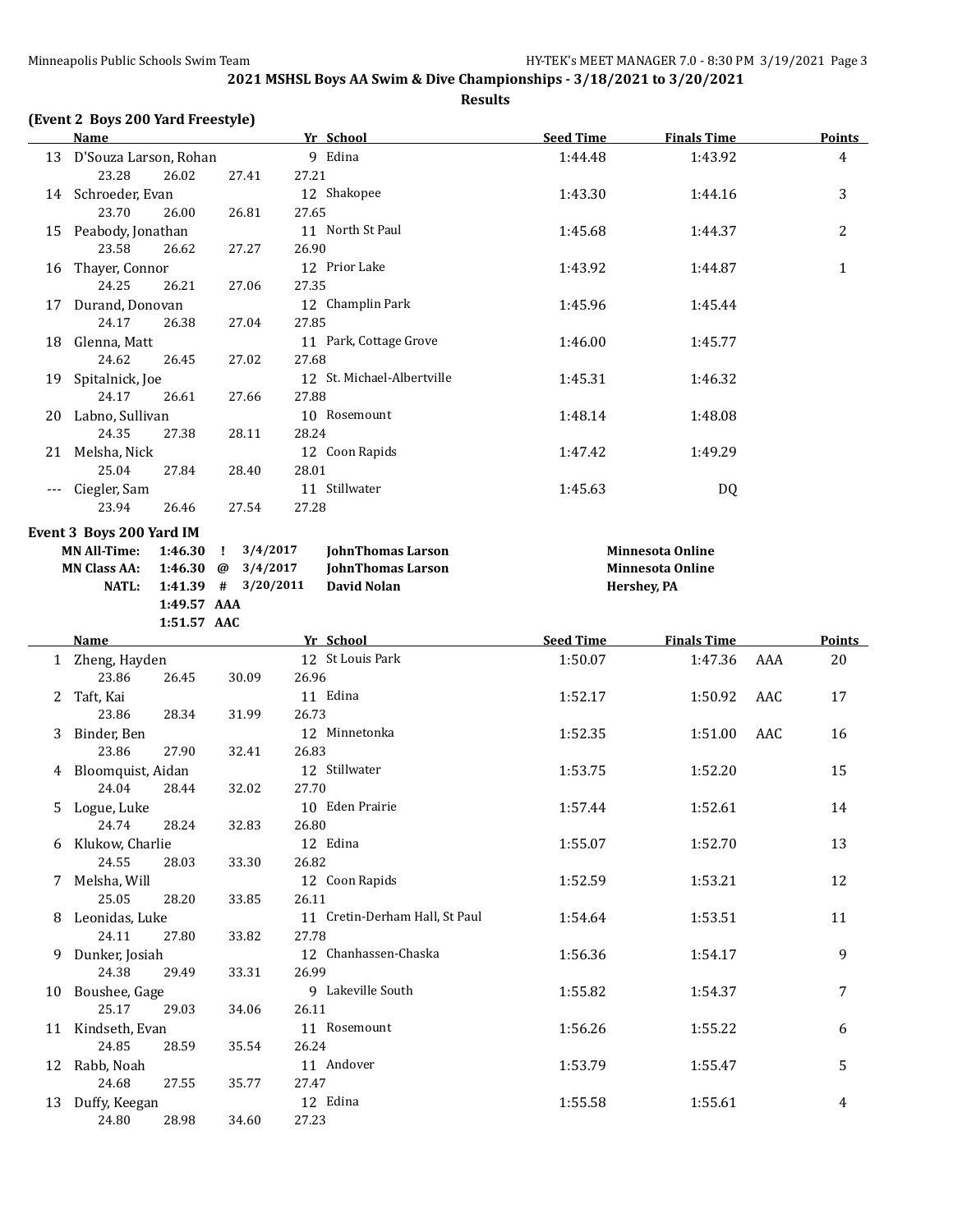## 2021 MSHSL Boys AA Swim & Dive Championships - 3/18/2021 to 3/20/2021

**Results**

### (Event 2 Boys 200 Yard Freestyle)

| | Name | Yr | School | Seed Time | Finals Time | | Points |
|---|---|---|---|---|---|---|---|
| 13 | D'Souza Larson, Rohan | 9 | Edina | 1:44.48 | 1:43.92 | | 4 |
| | 23.28 26.02 27.41 27.21 | | | | | | |
| 14 | Schroeder, Evan | 12 | Shakopee | 1:43.30 | 1:44.16 | | 3 |
| | 23.70 26.00 26.81 27.65 | | | | | | |
| 15 | Peabody, Jonathan | 11 | North St Paul | 1:45.68 | 1:44.37 | | 2 |
| | 23.58 26.62 27.27 26.90 | | | | | | |
| 16 | Thayer, Connor | 12 | Prior Lake | 1:43.92 | 1:44.87 | | 1 |
| | 24.25 26.21 27.06 27.35 | | | | | | |
| 17 | Durand, Donovan | 12 | Champlin Park | 1:45.96 | 1:45.44 | | |
| | 24.17 26.38 27.04 27.85 | | | | | | |
| 18 | Glenna, Matt | 11 | Park, Cottage Grove | 1:46.00 | 1:45.77 | | |
| | 24.62 26.45 27.02 27.68 | | | | | | |
| 19 | Spitalnick, Joe | 12 | St. Michael-Albertville | 1:45.31 | 1:46.32 | | |
| | 24.17 26.61 27.66 27.88 | | | | | | |
| 20 | Labno, Sullivan | 10 | Rosemount | 1:48.14 | 1:48.08 | | |
| | 24.35 27.38 28.11 28.24 | | | | | | |
| 21 | Melsha, Nick | 12 | Coon Rapids | 1:47.42 | 1:49.29 | | |
| | 25.04 27.84 28.40 28.01 | | | | | | |
| --- | Ciegler, Sam | 11 | Stillwater | 1:45.63 | DQ | | |
| | 23.94 26.46 27.54 27.28 | | | | | | |

### Event 3 Boys 200 Yard IM

| | | | | | |
|---|---|---|---|---|---|
| **MN All-Time:** | **1:46.30** | **!** | **3/4/2017** | **JohnThomas Larson** | **Minnesota Online** |
| **MN Class AA:** | **1:46.30** | **@** | **3/4/2017** | **JohnThomas Larson** | **Minnesota Online** |
| **NATL:** | **1:41.39** | **#** | **3/20/2011** | **David Nolan** | **Hershey, PA** |
| | **1:49.57** | **AAA** | | | |
| | **1:51.57** | **AAC** | | | |

| | Name | Yr | School | Seed Time | Finals Time | | Points |
|---|---|---|---|---|---|---|---|
| 1 | Zheng, Hayden | 12 | St Louis Park | 1:50.07 | 1:47.36 | AAA | 20 |
| | 23.86 26.45 30.09 26.96 | | | | | | |
| 2 | Taft, Kai | 11 | Edina | 1:52.17 | 1:50.92 | AAC | 17 |
| | 23.86 28.34 31.99 26.73 | | | | | | |
| 3 | Binder, Ben | 12 | Minnetonka | 1:52.35 | 1:51.00 | AAC | 16 |
| | 23.86 27.90 32.41 26.83 | | | | | | |
| 4 | Bloomquist, Aidan | 12 | Stillwater | 1:53.75 | 1:52.20 | | 15 |
| | 24.04 28.44 32.02 27.70 | | | | | | |
| 5 | Logue, Luke | 10 | Eden Prairie | 1:57.44 | 1:52.61 | | 14 |
| | 24.74 28.24 32.83 26.80 | | | | | | |
| 6 | Klukow, Charlie | 12 | Edina | 1:55.07 | 1:52.70 | | 13 |
| | 24.55 28.03 33.30 26.82 | | | | | | |
| 7 | Melsha, Will | 12 | Coon Rapids | 1:52.59 | 1:53.21 | | 12 |
| | 25.05 28.20 33.85 26.11 | | | | | | |
| 8 | Leonidas, Luke | 11 | Cretin-Derham Hall, St Paul | 1:54.64 | 1:53.51 | | 11 |
| | 24.11 27.80 33.82 27.78 | | | | | | |
| 9 | Dunker, Josiah | 12 | Chanhassen-Chaska | 1:56.36 | 1:54.17 | | 9 |
| | 24.38 29.49 33.31 26.99 | | | | | | |
| 10 | Boushee, Gage | 9 | Lakeville South | 1:55.82 | 1:54.37 | | 7 |
| | 25.17 29.03 34.06 26.11 | | | | | | |
| 11 | Kindseth, Evan | 11 | Rosemount | 1:56.26 | 1:55.22 | | 6 |
| | 24.85 28.59 35.54 26.24 | | | | | | |
| 12 | Rabb, Noah | 11 | Andover | 1:53.79 | 1:55.47 | | 5 |
| | 24.68 27.55 35.77 27.47 | | | | | | |
| 13 | Duffy, Keegan | 12 | Edina | 1:55.58 | 1:55.61 | | 4 |
| | 24.80 28.98 34.60 27.23 | | | | | | |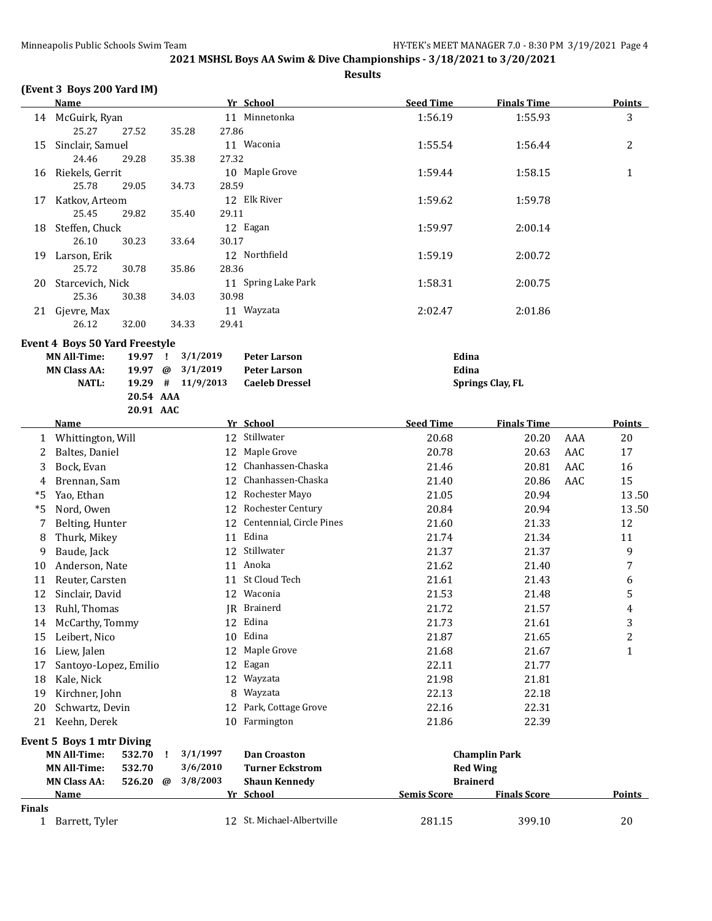## 2021 MSHSL Boys AA Swim & Dive Championships - 3/18/2021 to 3/20/2021

**Results**

### (Event 3 Boys 200 Yard IM)

| | Name | Yr | School | Seed Time | Finals Time | Points |
|---|---|---|---|---|---|---|
| 14 | McGuirk, Ryan | 11 | Minnetonka | 1:56.19 | 1:55.93 | 3 |
| | 25.27 27.52 35.28 27.86 | | | | | |
| 15 | Sinclair, Samuel | 11 | Waconia | 1:55.54 | 1:56.44 | 2 |
| | 24.46 29.28 35.38 27.32 | | | | | |
| 16 | Riekels, Gerrit | 10 | Maple Grove | 1:59.44 | 1:58.15 | 1 |
| | 25.78 29.05 34.73 28.59 | | | | | |
| 17 | Katkov, Arteom | 12 | Elk River | 1:59.62 | 1:59.78 | |
| | 25.45 29.82 35.40 29.11 | | | | | |
| 18 | Steffen, Chuck | 12 | Eagan | 1:59.97 | 2:00.14 | |
| | 26.10 30.23 33.64 30.17 | | | | | |
| 19 | Larson, Erik | 12 | Northfield | 1:59.19 | 2:00.72 | |
| | 25.72 30.78 35.86 28.36 | | | | | |
| 20 | Starcevich, Nick | 11 | Spring Lake Park | 1:58.31 | 2:00.75 | |
| | 25.36 30.38 34.03 30.98 | | | | | |
| 21 | Gjevre, Max | 11 | Wayzata | 2:02.47 | 2:01.86 | |
| | 26.12 32.00 34.33 29.41 | | | | | |

### Event 4 Boys 50 Yard Freestyle

| | | | | | |
|---|---|---|---|---|---|
| MN All-Time: | 19.97 | ! | 3/1/2019 | Peter Larson | Edina |
| MN Class AA: | 19.97 | @ | 3/1/2019 | Peter Larson | Edina |
| NATL: | 19.29 | # | 11/9/2013 | Caeleb Dressel | Springs Clay, FL |
| | 20.54 | AAA | | | |
| | 20.91 | AAC | | | |

| | Name | Yr | School | Seed Time | Finals Time | | Points |
|---|---|---|---|---|---|---|---|
| 1 | Whittington, Will | 12 | Stillwater | 20.68 | 20.20 | AAA | 20 |
| 2 | Baltes, Daniel | 12 | Maple Grove | 20.78 | 20.63 | AAC | 17 |
| 3 | Bock, Evan | 12 | Chanhassen-Chaska | 21.46 | 20.81 | AAC | 16 |
| 4 | Brennan, Sam | 12 | Chanhassen-Chaska | 21.40 | 20.86 | AAC | 15 |
| *5 | Yao, Ethan | 12 | Rochester Mayo | 21.05 | 20.94 | | 13.50 |
| *5 | Nord, Owen | 12 | Rochester Century | 20.84 | 20.94 | | 13.50 |
| 7 | Belting, Hunter | 12 | Centennial, Circle Pines | 21.60 | 21.33 | | 12 |
| 8 | Thurk, Mikey | 11 | Edina | 21.74 | 21.34 | | 11 |
| 9 | Baude, Jack | 12 | Stillwater | 21.37 | 21.37 | | 9 |
| 10 | Anderson, Nate | 11 | Anoka | 21.62 | 21.40 | | 7 |
| 11 | Reuter, Carsten | 11 | St Cloud Tech | 21.61 | 21.43 | | 6 |
| 12 | Sinclair, David | 12 | Waconia | 21.53 | 21.48 | | 5 |
| 13 | Ruhl, Thomas | JR | Brainerd | 21.72 | 21.57 | | 4 |
| 14 | McCarthy, Tommy | 12 | Edina | 21.73 | 21.61 | | 3 |
| 15 | Leibert, Nico | 10 | Edina | 21.87 | 21.65 | | 2 |
| 16 | Liew, Jalen | 12 | Maple Grove | 21.68 | 21.67 | | 1 |
| 17 | Santoyo-Lopez, Emilio | 12 | Eagan | 22.11 | 21.77 | | |
| 18 | Kale, Nick | 12 | Wayzata | 21.98 | 21.81 | | |
| 19 | Kirchner, John | 8 | Wayzata | 22.13 | 22.18 | | |
| 20 | Schwartz, Devin | 12 | Park, Cottage Grove | 22.16 | 22.31 | | |
| 21 | Keehn, Derek | 10 | Farmington | 21.86 | 22.39 | | |

### Event 5 Boys 1 mtr Diving

| | | | | | |
|---|---|---|---|---|---|
| MN All-Time: | 532.70 | ! | 3/1/1997 | Dan Croaston | Champlin Park |
| MN All-Time: | 532.70 | | 3/6/2010 | Turner Eckstrom | Red Wing |
| MN Class AA: | 526.20 | @ | 3/8/2003 | Shaun Kennedy | Brainerd |

| | Name | Yr | School | Semis Score | Finals Score | Points |
|---|---|---|---|---|---|---|
| **Finals** | | | | | | |
| 1 | Barrett, Tyler | 12 | St. Michael-Albertville | 281.15 | 399.10 | 20 |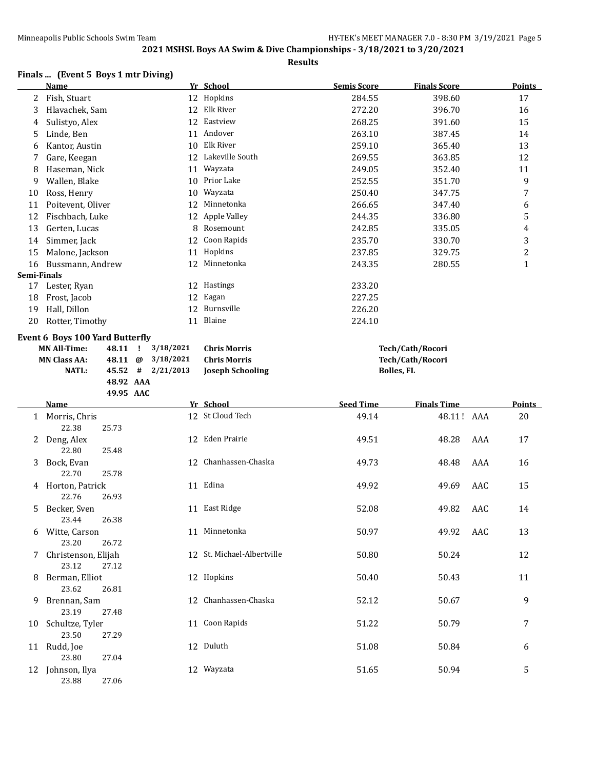## 2021 MSHSL Boys AA Swim & Dive Championships - 3/18/2021 to 3/20/2021

**Results**

### Finals ... (Event 5 Boys 1 mtr Diving)

| | Name | Yr | School | Semis Score | Finals Score | Points |
|---|---|---|---|---|---|---|
| 2 | Fish, Stuart | 12 | Hopkins | 284.55 | 398.60 | 17 |
| 3 | Hlavachek, Sam | 12 | Elk River | 272.20 | 396.70 | 16 |
| 4 | Sulistyo, Alex | 12 | Eastview | 268.25 | 391.60 | 15 |
| 5 | Linde, Ben | 11 | Andover | 263.10 | 387.45 | 14 |
| 6 | Kantor, Austin | 10 | Elk River | 259.10 | 365.40 | 13 |
| 7 | Gare, Keegan | 12 | Lakeville South | 269.55 | 363.85 | 12 |
| 8 | Haseman, Nick | 11 | Wayzata | 249.05 | 352.40 | 11 |
| 9 | Wallen, Blake | 10 | Prior Lake | 252.55 | 351.70 | 9 |
| 10 | Ross, Henry | 10 | Wayzata | 250.40 | 347.75 | 7 |
| 11 | Poitevent, Oliver | 12 | Minnetonka | 266.65 | 347.40 | 6 |
| 12 | Fischbach, Luke | 12 | Apple Valley | 244.35 | 336.80 | 5 |
| 13 | Gerten, Lucas | 8 | Rosemount | 242.85 | 335.05 | 4 |
| 14 | Simmer, Jack | 12 | Coon Rapids | 235.70 | 330.70 | 3 |
| 15 | Malone, Jackson | 11 | Hopkins | 237.85 | 329.75 | 2 |
| 16 | Bussmann, Andrew | 12 | Minnetonka | 243.35 | 280.55 | 1 |
| **Semi-Finals** | | | | | | |
| 17 | Lester, Ryan | 12 | Hastings | 233.20 | | |
| 18 | Frost, Jacob | 12 | Eagan | 227.25 | | |
| 19 | Hall, Dillon | 12 | Burnsville | 226.20 | | |
| 20 | Rotter, Timothy | 11 | Blaine | 224.10 | | |

### Event 6 Boys 100 Yard Butterfly

| | Time | | Date | Name | School |
|---|---|---|---|---|---|
| **MN All-Time:** | 48.11 | ! | 3/18/2021 | **Chris Morris** | **Tech/Cath/Rocori** |
| **MN Class AA:** | 48.11 | @ | 3/18/2021 | **Chris Morris** | **Tech/Cath/Rocori** |
| **NATL:** | 45.52 | # | 2/21/2013 | **Joseph Schooling** | **Bolles, FL** |
| | 48.92 | AAA | | | |
| | 49.95 | AAC | | | |

| | Name | Yr | School | Seed Time | Finals Time | | Points |
|---|---|---|---|---|---|---|---|
| 1 | Morris, Chris | 12 | St Cloud Tech | 49.14 | 48.11 ! | AAA | 20 |
| | 22.38 25.73 | | | | | | |
| 2 | Deng, Alex | 12 | Eden Prairie | 49.51 | 48.28 | AAA | 17 |
| | 22.80 25.48 | | | | | | |
| 3 | Bock, Evan | 12 | Chanhassen-Chaska | 49.73 | 48.48 | AAA | 16 |
| | 22.70 25.78 | | | | | | |
| 4 | Horton, Patrick | 11 | Edina | 49.92 | 49.69 | AAC | 15 |
| | 22.76 26.93 | | | | | | |
| 5 | Becker, Sven | 11 | East Ridge | 52.08 | 49.82 | AAC | 14 |
| | 23.44 26.38 | | | | | | |
| 6 | Witte, Carson | 11 | Minnetonka | 50.97 | 49.92 | AAC | 13 |
| | 23.20 26.72 | | | | | | |
| 7 | Christenson, Elijah | 12 | St. Michael-Albertville | 50.80 | 50.24 | | 12 |
| | 23.12 27.12 | | | | | | |
| 8 | Berman, Elliot | 12 | Hopkins | 50.40 | 50.43 | | 11 |
| | 23.62 26.81 | | | | | | |
| 9 | Brennan, Sam | 12 | Chanhassen-Chaska | 52.12 | 50.67 | | 9 |
| | 23.19 27.48 | | | | | | |
| 10 | Schultze, Tyler | 11 | Coon Rapids | 51.22 | 50.79 | | 7 |
| | 23.50 27.29 | | | | | | |
| 11 | Rudd, Joe | 12 | Duluth | 51.08 | 50.84 | | 6 |
| | 23.80 27.04 | | | | | | |
| 12 | Johnson, Ilya | 12 | Wayzata | 51.65 | 50.94 | | 5 |
| | 23.88 27.06 | | | | | | |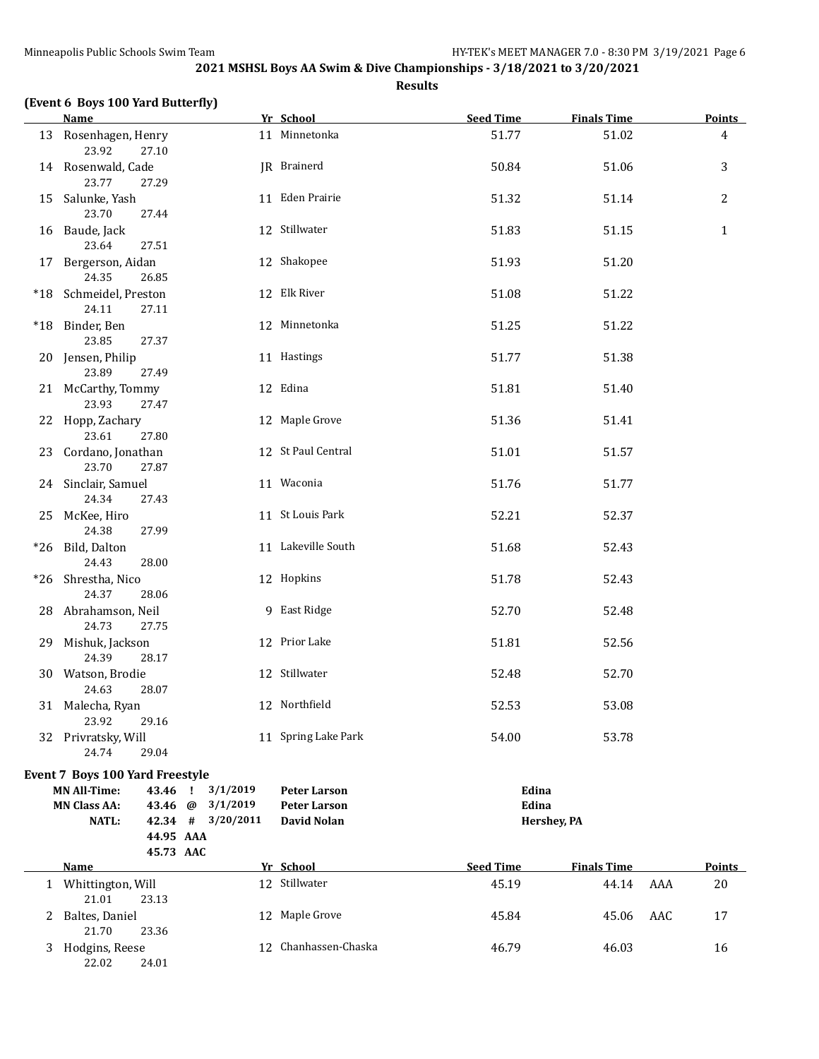## 2021 MSHSL Boys AA Swim & Dive Championships - 3/18/2021 to 3/20/2021

**Results**

### (Event 6 Boys 100 Yard Butterfly)

| | Name | Yr | School | Seed Time | Finals Time | Points |
|---|---|---|---|---|---|---|
| 13 | Rosenhagen, Henry | 11 | Minnetonka | 51.77 | 51.02 | 4 |
| | 23.92 27.10 | | | | | |
| 14 | Rosenwald, Cade | JR | Brainerd | 50.84 | 51.06 | 3 |
| | 23.77 27.29 | | | | | |
| 15 | Salunke, Yash | 11 | Eden Prairie | 51.32 | 51.14 | 2 |
| | 23.70 27.44 | | | | | |
| 16 | Baude, Jack | 12 | Stillwater | 51.83 | 51.15 | 1 |
| | 23.64 27.51 | | | | | |
| 17 | Bergerson, Aidan | 12 | Shakopee | 51.93 | 51.20 | |
| | 24.35 26.85 | | | | | |
| *18 | Schmeidel, Preston | 12 | Elk River | 51.08 | 51.22 | |
| | 24.11 27.11 | | | | | |
| *18 | Binder, Ben | 12 | Minnetonka | 51.25 | 51.22 | |
| | 23.85 27.37 | | | | | |
| 20 | Jensen, Philip | 11 | Hastings | 51.77 | 51.38 | |
| | 23.89 27.49 | | | | | |
| 21 | McCarthy, Tommy | 12 | Edina | 51.81 | 51.40 | |
| | 23.93 27.47 | | | | | |
| 22 | Hopp, Zachary | 12 | Maple Grove | 51.36 | 51.41 | |
| | 23.61 27.80 | | | | | |
| 23 | Cordano, Jonathan | 12 | St Paul Central | 51.01 | 51.57 | |
| | 23.70 27.87 | | | | | |
| 24 | Sinclair, Samuel | 11 | Waconia | 51.76 | 51.77 | |
| | 24.34 27.43 | | | | | |
| 25 | McKee, Hiro | 11 | St Louis Park | 52.21 | 52.37 | |
| | 24.38 27.99 | | | | | |
| *26 | Bild, Dalton | 11 | Lakeville South | 51.68 | 52.43 | |
| | 24.43 28.00 | | | | | |
| *26 | Shrestha, Nico | 12 | Hopkins | 51.78 | 52.43 | |
| | 24.37 28.06 | | | | | |
| 28 | Abrahamson, Neil | 9 | East Ridge | 52.70 | 52.48 | |
| | 24.73 27.75 | | | | | |
| 29 | Mishuk, Jackson | 12 | Prior Lake | 51.81 | 52.56 | |
| | 24.39 28.17 | | | | | |
| 30 | Watson, Brodie | 12 | Stillwater | 52.48 | 52.70 | |
| | 24.63 28.07 | | | | | |
| 31 | Malecha, Ryan | 12 | Northfield | 52.53 | 53.08 | |
| | 23.92 29.16 | | | | | |
| 32 | Privratsky, Will | 11 | Spring Lake Park | 54.00 | 53.78 | |
| | 24.74 29.04 | | | | | |

### Event 7 Boys 100 Yard Freestyle

| | | | | | |
|---|---|---|---|---|---|
| **MN All-Time:** | 43.46 | ! | 3/1/2019 | **Peter Larson** | **Edina** |
| **MN Class AA:** | 43.46 | @ | 3/1/2019 | **Peter Larson** | **Edina** |
| **NATL:** | 42.34 | # | 3/20/2011 | **David Nolan** | **Hershey, PA** |
| | 44.95 | AAA | | | |
| | 45.73 | AAC | | | |

| | Name | Yr | School | Seed Time | Finals Time | | Points |
|---|---|---|---|---|---|---|---|
| 1 | Whittington, Will | 12 | Stillwater | 45.19 | 44.14 | AAA | 20 |
| | 21.01 23.13 | | | | | | |
| 2 | Baltes, Daniel | 12 | Maple Grove | 45.84 | 45.06 | AAC | 17 |
| | 21.70 23.36 | | | | | | |
| 3 | Hodgins, Reese | 12 | Chanhassen-Chaska | 46.79 | 46.03 | | 16 |
| | 22.02 24.01 | | | | | | |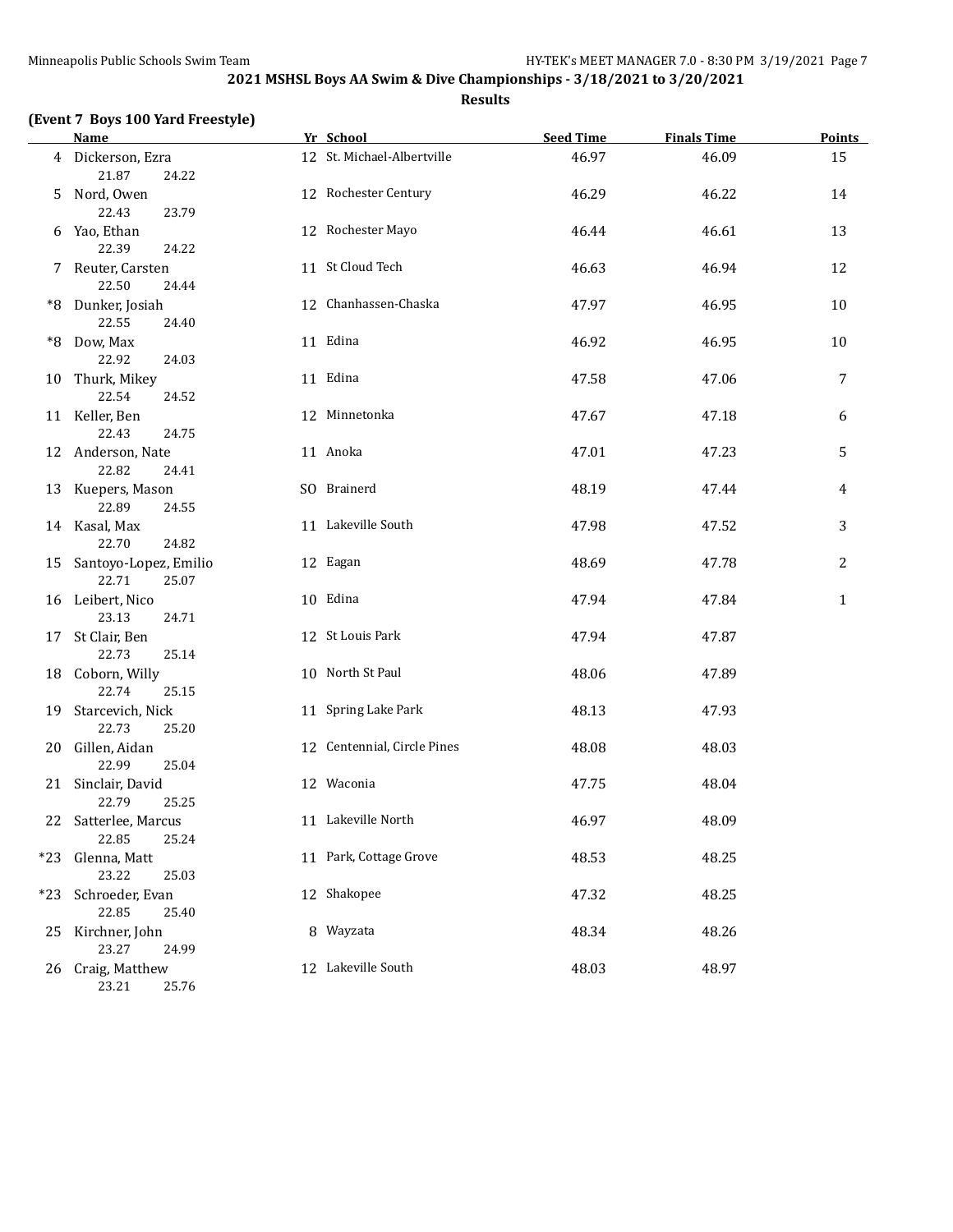## 2021 MSHSL Boys AA Swim & Dive Championships - 3/18/2021 to 3/20/2021

### Results

**(Event 7 Boys 100 Yard Freestyle)**

| | Name | Yr | School | Seed Time | Finals Time | Points |
|---|---|---|---|---|---|---|
| 4 | Dickerson, Ezra | 12 | St. Michael-Albertville | 46.97 | 46.09 | 15 |
| | 21.87 24.22 | | | | | |
| 5 | Nord, Owen | 12 | Rochester Century | 46.29 | 46.22 | 14 |
| | 22.43 23.79 | | | | | |
| 6 | Yao, Ethan | 12 | Rochester Mayo | 46.44 | 46.61 | 13 |
| | 22.39 24.22 | | | | | |
| 7 | Reuter, Carsten | 11 | St Cloud Tech | 46.63 | 46.94 | 12 |
| | 22.50 24.44 | | | | | |
| *8 | Dunker, Josiah | 12 | Chanhassen-Chaska | 47.97 | 46.95 | 10 |
| | 22.55 24.40 | | | | | |
| *8 | Dow, Max | 11 | Edina | 46.92 | 46.95 | 10 |
| | 22.92 24.03 | | | | | |
| 10 | Thurk, Mikey | 11 | Edina | 47.58 | 47.06 | 7 |
| | 22.54 24.52 | | | | | |
| 11 | Keller, Ben | 12 | Minnetonka | 47.67 | 47.18 | 6 |
| | 22.43 24.75 | | | | | |
| 12 | Anderson, Nate | 11 | Anoka | 47.01 | 47.23 | 5 |
| | 22.82 24.41 | | | | | |
| 13 | Kuepers, Mason | SO | Brainerd | 48.19 | 47.44 | 4 |
| | 22.89 24.55 | | | | | |
| 14 | Kasal, Max | 11 | Lakeville South | 47.98 | 47.52 | 3 |
| | 22.70 24.82 | | | | | |
| 15 | Santoyo-Lopez, Emilio | 12 | Eagan | 48.69 | 47.78 | 2 |
| | 22.71 25.07 | | | | | |
| 16 | Leibert, Nico | 10 | Edina | 47.94 | 47.84 | 1 |
| | 23.13 24.71 | | | | | |
| 17 | St Clair, Ben | 12 | St Louis Park | 47.94 | 47.87 | |
| | 22.73 25.14 | | | | | |
| 18 | Coborn, Willy | 10 | North St Paul | 48.06 | 47.89 | |
| | 22.74 25.15 | | | | | |
| 19 | Starcevich, Nick | 11 | Spring Lake Park | 48.13 | 47.93 | |
| | 22.73 25.20 | | | | | |
| 20 | Gillen, Aidan | 12 | Centennial, Circle Pines | 48.08 | 48.03 | |
| | 22.99 25.04 | | | | | |
| 21 | Sinclair, David | 12 | Waconia | 47.75 | 48.04 | |
| | 22.79 25.25 | | | | | |
| 22 | Satterlee, Marcus | 11 | Lakeville North | 46.97 | 48.09 | |
| | 22.85 25.24 | | | | | |
| *23 | Glenna, Matt | 11 | Park, Cottage Grove | 48.53 | 48.25 | |
| | 23.22 25.03 | | | | | |
| *23 | Schroeder, Evan | 12 | Shakopee | 47.32 | 48.25 | |
| | 22.85 25.40 | | | | | |
| 25 | Kirchner, John | 8 | Wayzata | 48.34 | 48.26 | |
| | 23.27 24.99 | | | | | |
| 26 | Craig, Matthew | 12 | Lakeville South | 48.03 | 48.97 | |
| | 23.21 25.76 | | | | | |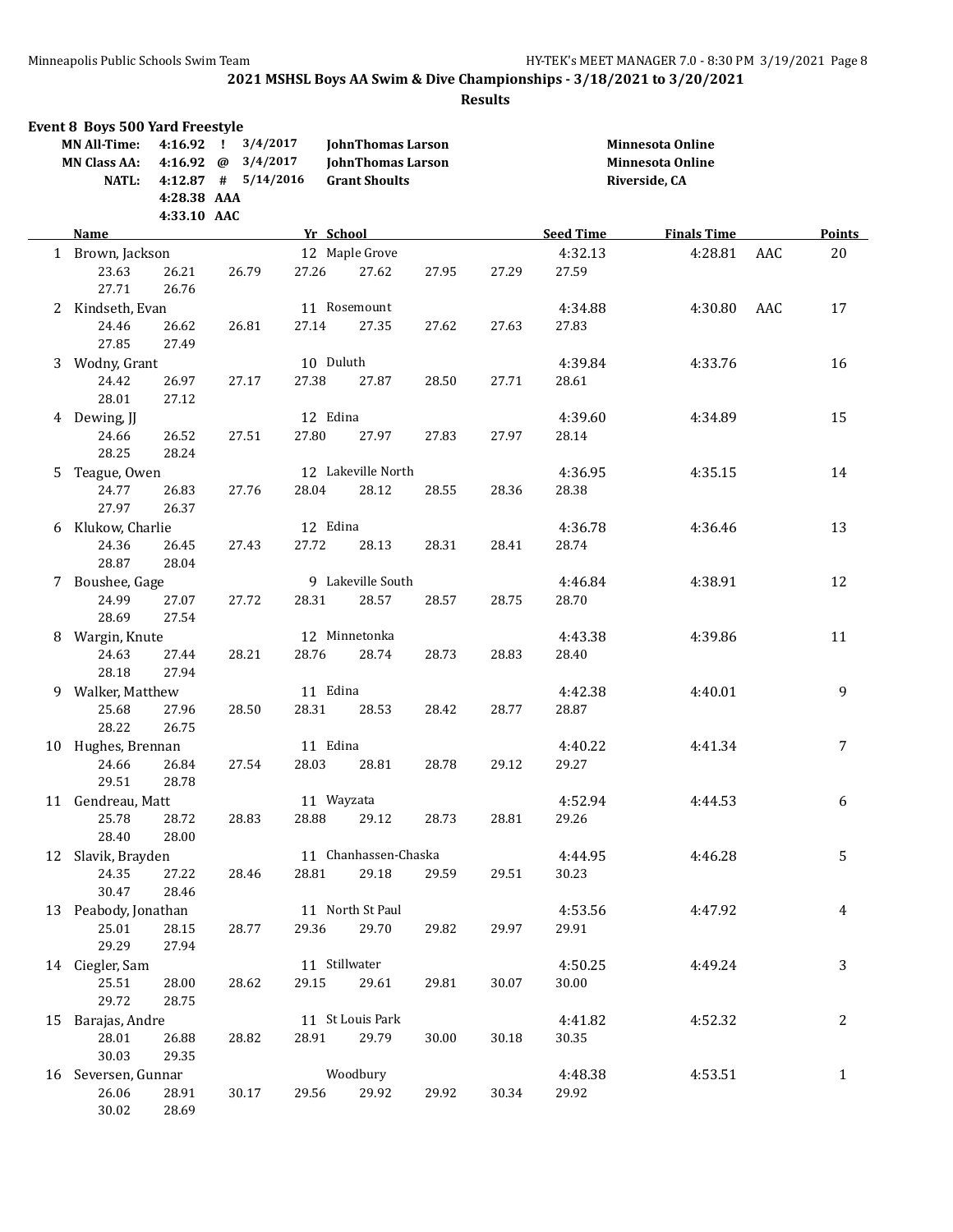## 2021 MSHSL Boys AA Swim & Dive Championships - 3/18/2021 to 3/20/2021

**Results**

### Event 8 Boys 500 Yard Freestyle

| | | | | | |
|---|---|---|---|---|---|
| MN All-Time: | 4:16.92 | ! | 3/4/2017 | JohnThomas Larson | Minnesota Online |
| MN Class AA: | 4:16.92 | @ | 3/4/2017 | JohnThomas Larson | Minnesota Online |
| NATL: | 4:12.87 | # | 5/14/2016 | Grant Shoults | Riverside, CA |
| | 4:28.38 | AAA | | | |
| | 4:33.10 | AAC | | | |

| | Name | Yr | School | Seed Time | Finals Time | | Points |
|---|---|---|---|---|---|---|---|
| 1 | Brown, Jackson | 12 | Maple Grove | 4:32.13 | 4:28.81 | AAC | 20 |
| | 23.63 26.21 26.79 27.26 27.62 27.95 27.29 27.59 27.71 26.76 | | | | | | |
| 2 | Kindseth, Evan | 11 | Rosemount | 4:34.88 | 4:30.80 | AAC | 17 |
| | 24.46 26.62 26.81 27.14 27.35 27.62 27.63 27.83 27.85 27.49 | | | | | | |
| 3 | Wodny, Grant | 10 | Duluth | 4:39.84 | 4:33.76 | | 16 |
| | 24.42 26.97 27.17 27.38 27.87 28.50 27.71 28.61 28.01 27.12 | | | | | | |
| 4 | Dewing, JJ | 12 | Edina | 4:39.60 | 4:34.89 | | 15 |
| | 24.66 26.52 27.51 27.80 27.97 27.83 27.97 28.14 28.25 28.24 | | | | | | |
| 5 | Teague, Owen | 12 | Lakeville North | 4:36.95 | 4:35.15 | | 14 |
| | 24.77 26.83 27.76 28.04 28.12 28.55 28.36 28.38 27.97 26.37 | | | | | | |
| 6 | Klukow, Charlie | 12 | Edina | 4:36.78 | 4:36.46 | | 13 |
| | 24.36 26.45 27.43 27.72 28.13 28.31 28.41 28.74 28.87 28.04 | | | | | | |
| 7 | Boushee, Gage | 9 | Lakeville South | 4:46.84 | 4:38.91 | | 12 |
| | 24.99 27.07 27.72 28.31 28.57 28.57 28.75 28.70 28.69 27.54 | | | | | | |
| 8 | Wargin, Knute | 12 | Minnetonka | 4:43.38 | 4:39.86 | | 11 |
| | 24.63 27.44 28.21 28.76 28.74 28.73 28.83 28.40 28.18 27.94 | | | | | | |
| 9 | Walker, Matthew | 11 | Edina | 4:42.38 | 4:40.01 | | 9 |
| | 25.68 27.96 28.50 28.31 28.53 28.42 28.77 28.87 28.22 26.75 | | | | | | |
| 10 | Hughes, Brennan | 11 | Edina | 4:40.22 | 4:41.34 | | 7 |
| | 24.66 26.84 27.54 28.03 28.81 28.78 29.12 29.27 29.51 28.78 | | | | | | |
| 11 | Gendreau, Matt | 11 | Wayzata | 4:52.94 | 4:44.53 | | 6 |
| | 25.78 28.72 28.83 28.88 29.12 28.73 28.81 29.26 28.40 28.00 | | | | | | |
| 12 | Slavik, Brayden | 11 | Chanhassen-Chaska | 4:44.95 | 4:46.28 | | 5 |
| | 24.35 27.22 28.46 28.81 29.18 29.59 29.51 30.23 30.47 28.46 | | | | | | |
| 13 | Peabody, Jonathan | 11 | North St Paul | 4:53.56 | 4:47.92 | | 4 |
| | 25.01 28.15 28.77 29.36 29.70 29.82 29.97 29.91 29.29 27.94 | | | | | | |
| 14 | Ciegler, Sam | 11 | Stillwater | 4:50.25 | 4:49.24 | | 3 |
| | 25.51 28.00 28.62 29.15 29.61 29.81 30.07 30.00 29.72 28.75 | | | | | | |
| 15 | Barajas, Andre | 11 | St Louis Park | 4:41.82 | 4:52.32 | | 2 |
| | 28.01 26.88 28.82 28.91 29.79 30.00 30.18 30.35 30.03 29.35 | | | | | | |
| 16 | Seversen, Gunnar | | Woodbury | 4:48.38 | 4:53.51 | | 1 |
| | 26.06 28.91 30.17 29.56 29.92 29.92 30.34 29.92 30.02 28.69 | | | | | | |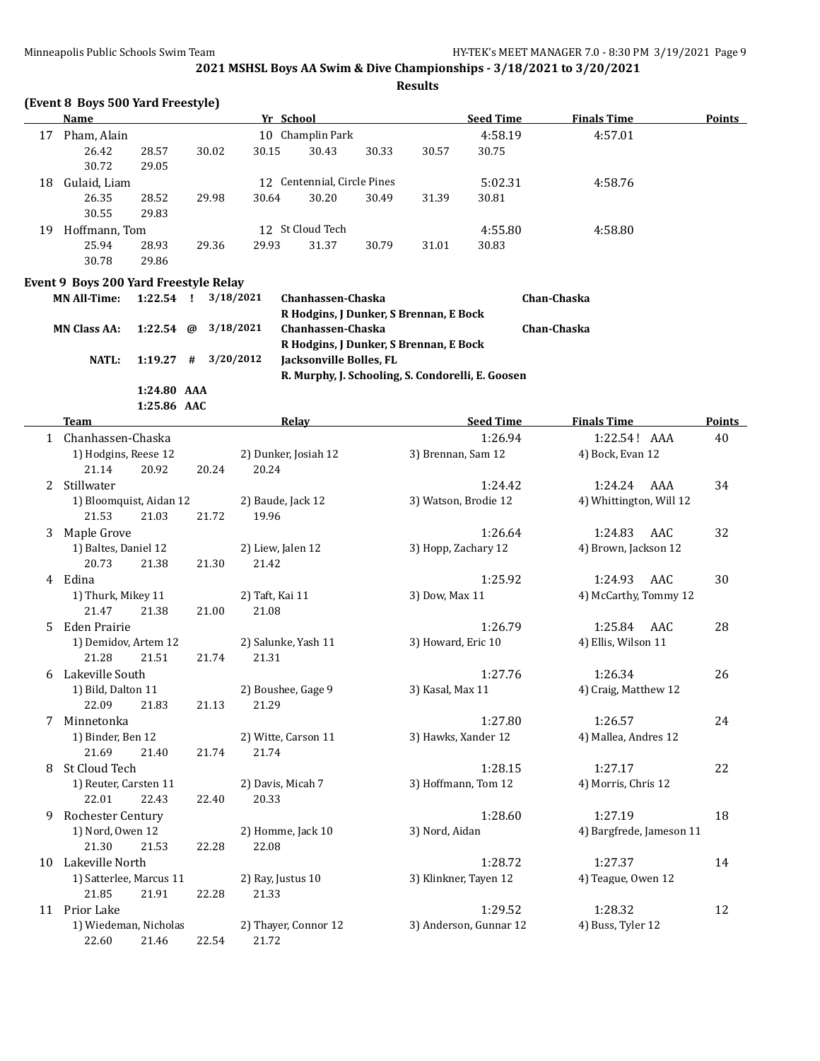**2021 MSHSL Boys AA Swim & Dive Championships - 3/18/2021 to 3/20/2021**

**Results**

### (Event 8 Boys 500 Yard Freestyle)

| | Name | Yr | School | Seed Time | Finals Time | Points |
|---|---|---|---|---|---|---|
| 17 | Pham, Alain | 10 | Champlin Park | 4:58.19 | 4:57.01 | |
| | 26.42 28.57 30.02 30.15 30.43 30.33 30.57 30.75 30.72 29.05 | | | | | |
| 18 | Gulaid, Liam | 12 | Centennial, Circle Pines | 5:02.31 | 4:58.76 | |
| | 26.35 28.52 29.98 30.64 30.20 30.49 31.39 30.81 30.55 29.83 | | | | | |
| 19 | Hoffmann, Tom | 12 | St Cloud Tech | 4:55.80 | 4:58.80 | |
| | 25.94 28.93 29.36 29.93 31.37 30.79 31.01 30.83 30.78 29.86 | | | | | |

### Event 9 Boys 200 Yard Freestyle Relay

| | | | | | |
|---|---|---|---|---|---|
| **MN All-Time:** | **1:22.54** | **!** | **3/18/2021** | **Chanhassen-Chaska** R Hodgins, J Dunker, S Brennan, E Bock | **Chan-Chaska** |
| **MN Class AA:** | **1:22.54** | **@** | **3/18/2021** | **Chanhassen-Chaska** R Hodgins, J Dunker, S Brennan, E Bock | **Chan-Chaska** |
| **NATL:** | **1:19.27** | **#** | **3/20/2012** | **Jacksonville Bolles, FL** R. Murphy, J. Schooling, S. Condorelli, E. Goosen | |
| | **1:24.80** | **AAA** | | | |
| | **1:25.86** | **AAC** | | | |

| | Team | Relay | | | Seed Time | Finals Time | Points |
|---|---|---|---|---|---|---|---|
| 1 | Chanhassen-Chaska | | | | 1:26.94 | 1:22.54 ! AAA | 40 |
| | 1) Hodgins, Reese 12 | 2) Dunker, Josiah 12 | 3) Brennan, Sam 12 | 4) Bock, Evan 12 | | | |
| | 21.14 20.92 20.24 20.24 | | | | | | |
| 2 | Stillwater | | | | 1:24.42 | 1:24.24 AAA | 34 |
| | 1) Bloomquist, Aidan 12 | 2) Baude, Jack 12 | 3) Watson, Brodie 12 | 4) Whittington, Will 12 | | | |
| | 21.53 21.03 21.72 19.96 | | | | | | |
| 3 | Maple Grove | | | | 1:26.64 | 1:24.83 AAC | 32 |
| | 1) Baltes, Daniel 12 | 2) Liew, Jalen 12 | 3) Hopp, Zachary 12 | 4) Brown, Jackson 12 | | | |
| | 20.73 21.38 21.30 21.42 | | | | | | |
| 4 | Edina | | | | 1:25.92 | 1:24.93 AAC | 30 |
| | 1) Thurk, Mikey 11 | 2) Taft, Kai 11 | 3) Dow, Max 11 | 4) McCarthy, Tommy 12 | | | |
| | 21.47 21.38 21.00 21.08 | | | | | | |
| 5 | Eden Prairie | | | | 1:26.79 | 1:25.84 AAC | 28 |
| | 1) Demidov, Artem 12 | 2) Salunke, Yash 11 | 3) Howard, Eric 10 | 4) Ellis, Wilson 11 | | | |
| | 21.28 21.51 21.74 21.31 | | | | | | |
| 6 | Lakeville South | | | | 1:27.76 | 1:26.34 | 26 |
| | 1) Bild, Dalton 11 | 2) Boushee, Gage 9 | 3) Kasal, Max 11 | 4) Craig, Matthew 12 | | | |
| | 22.09 21.83 21.13 21.29 | | | | | | |
| 7 | Minnetonka | | | | 1:27.80 | 1:26.57 | 24 |
| | 1) Binder, Ben 12 | 2) Witte, Carson 11 | 3) Hawks, Xander 12 | 4) Mallea, Andres 12 | | | |
| | 21.69 21.40 21.74 21.74 | | | | | | |
| 8 | St Cloud Tech | | | | 1:28.15 | 1:27.17 | 22 |
| | 1) Reuter, Carsten 11 | 2) Davis, Micah 7 | 3) Hoffmann, Tom 12 | 4) Morris, Chris 12 | | | |
| | 22.01 22.43 22.40 20.33 | | | | | | |
| 9 | Rochester Century | | | | 1:28.60 | 1:27.19 | 18 |
| | 1) Nord, Owen 12 | 2) Homme, Jack 10 | 3) Nord, Aidan | 4) Bargfrede, Jameson 11 | | | |
| | 21.30 21.53 22.28 22.08 | | | | | | |
| 10 | Lakeville North | | | | 1:28.72 | 1:27.37 | 14 |
| | 1) Satterlee, Marcus 11 | 2) Ray, Justus 10 | 3) Klinkner, Tayen 12 | 4) Teague, Owen 12 | | | |
| | 21.85 21.91 22.28 21.33 | | | | | | |
| 11 | Prior Lake | | | | 1:29.52 | 1:28.32 | 12 |
| | 1) Wiedeman, Nicholas | 2) Thayer, Connor 12 | 3) Anderson, Gunnar 12 | 4) Buss, Tyler 12 | | | |
| | 22.60 21.46 22.54 21.72 | | | | | | |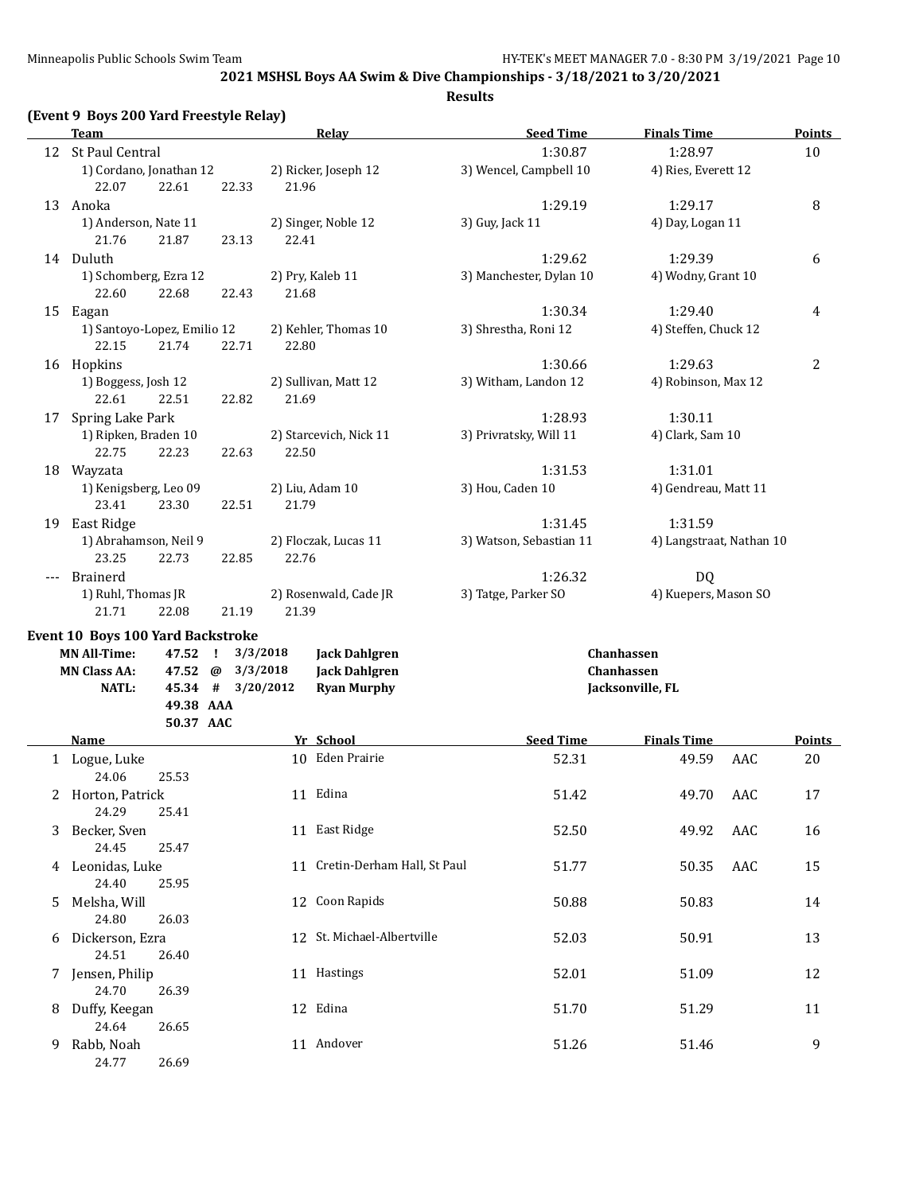## 2021 MSHSL Boys AA Swim & Dive Championships - 3/18/2021 to 3/20/2021

### Results

### (Event 9 Boys 200 Yard Freestyle Relay)

| | Team | Relay | | Seed Time | Finals Time | Points |
|---|---|---|---|---|---|---|
| 12 | St Paul Central | | | 1:30.87 | 1:28.97 | 10 |
| | 1) Cordano, Jonathan 12 | 2) Ricker, Joseph 12 | 3) Wencel, Campbell 10 | 4) Ries, Everett 12 | | |
| | 22.07 22.61 22.33 21.96 | | | | | |
| 13 | Anoka | | | 1:29.19 | 1:29.17 | 8 |
| | 1) Anderson, Nate 11 | 2) Singer, Noble 12 | 3) Guy, Jack 11 | 4) Day, Logan 11 | | |
| | 21.76 21.87 23.13 22.41 | | | | | |
| 14 | Duluth | | | 1:29.62 | 1:29.39 | 6 |
| | 1) Schomberg, Ezra 12 | 2) Pry, Kaleb 11 | 3) Manchester, Dylan 10 | 4) Wodny, Grant 10 | | |
| | 22.60 22.68 22.43 21.68 | | | | | |
| 15 | Eagan | | | 1:30.34 | 1:29.40 | 4 |
| | 1) Santoyo-Lopez, Emilio 12 | 2) Kehler, Thomas 10 | 3) Shrestha, Roni 12 | 4) Steffen, Chuck 12 | | |
| | 22.15 21.74 22.71 22.80 | | | | | |
| 16 | Hopkins | | | 1:30.66 | 1:29.63 | 2 |
| | 1) Boggess, Josh 12 | 2) Sullivan, Matt 12 | 3) Witham, Landon 12 | 4) Robinson, Max 12 | | |
| | 22.61 22.51 22.82 21.69 | | | | | |
| 17 | Spring Lake Park | | | 1:28.93 | 1:30.11 | |
| | 1) Ripken, Braden 10 | 2) Starcevich, Nick 11 | 3) Privratsky, Will 11 | 4) Clark, Sam 10 | | |
| | 22.75 22.23 22.63 22.50 | | | | | |
| 18 | Wayzata | | | 1:31.53 | 1:31.01 | |
| | 1) Kenigsberg, Leo 09 | 2) Liu, Adam 10 | 3) Hou, Caden 10 | 4) Gendreau, Matt 11 | | |
| | 23.41 23.30 22.51 21.79 | | | | | |
| 19 | East Ridge | | | 1:31.45 | 1:31.59 | |
| | 1) Abrahamson, Neil 9 | 2) Floczak, Lucas 11 | 3) Watson, Sebastian 11 | 4) Langstraat, Nathan 10 | | |
| | 23.25 22.73 22.85 22.76 | | | | | |
| --- | Brainerd | | | 1:26.32 | DQ | |
| | 1) Ruhl, Thomas JR | 2) Rosenwald, Cade JR | 3) Tatge, Parker SO | 4) Kuepers, Mason SO | | |
| | 21.71 22.08 21.19 21.39 | | | | | |

### Event 10 Boys 100 Yard Backstroke

| | | | | | |
|---|---|---|---|---|---|
| MN All-Time: | 47.52 | ! | 3/3/2018 | Jack Dahlgren | Chanhassen |
| MN Class AA: | 47.52 | @ | 3/3/2018 | Jack Dahlgren | Chanhassen |
| NATL: | 45.34 | # | 3/20/2012 | Ryan Murphy | Jacksonville, FL |
| | 49.38 | AAA | | | |
| | 50.37 | AAC | | | |

| | Name | Yr | School | Seed Time | Finals Time | | Points |
|---|---|---|---|---|---|---|---|
| 1 | Logue, Luke | 10 | Eden Prairie | 52.31 | 49.59 | AAC | 20 |
| | 24.06 25.53 | | | | | | |
| 2 | Horton, Patrick | 11 | Edina | 51.42 | 49.70 | AAC | 17 |
| | 24.29 25.41 | | | | | | |
| 3 | Becker, Sven | 11 | East Ridge | 52.50 | 49.92 | AAC | 16 |
| | 24.45 25.47 | | | | | | |
| 4 | Leonidas, Luke | 11 | Cretin-Derham Hall, St Paul | 51.77 | 50.35 | AAC | 15 |
| | 24.40 25.95 | | | | | | |
| 5 | Melsha, Will | 12 | Coon Rapids | 50.88 | 50.83 | | 14 |
| | 24.80 26.03 | | | | | | |
| 6 | Dickerson, Ezra | 12 | St. Michael-Albertville | 52.03 | 50.91 | | 13 |
| | 24.51 26.40 | | | | | | |
| 7 | Jensen, Philip | 11 | Hastings | 52.01 | 51.09 | | 12 |
| | 24.70 26.39 | | | | | | |
| 8 | Duffy, Keegan | 12 | Edina | 51.70 | 51.29 | | 11 |
| | 24.64 26.65 | | | | | | |
| 9 | Rabb, Noah | 11 | Andover | 51.26 | 51.46 | | 9 |
| | 24.77 26.69 | | | | | | |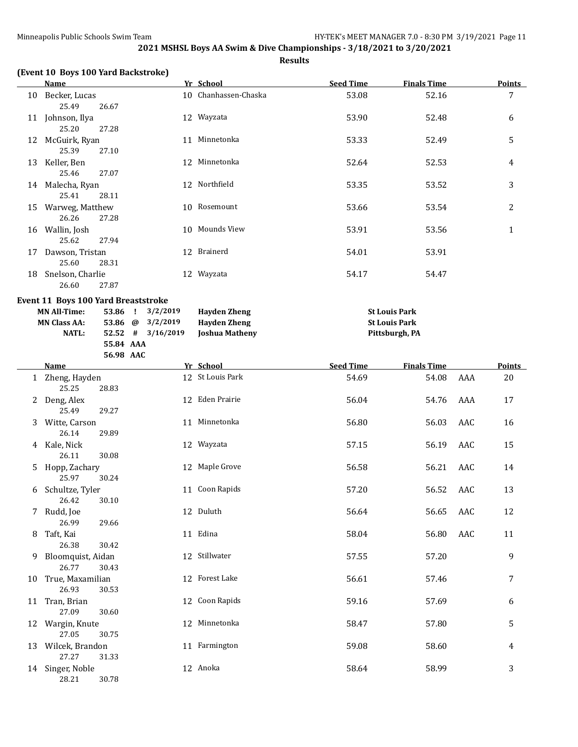## 2021 MSHSL Boys AA Swim & Dive Championships - 3/18/2021 to 3/20/2021

**Results**

### (Event 10 Boys 100 Yard Backstroke)

| | Name | Yr | School | Seed Time | Finals Time | | Points |
|---|---|---|---|---|---|---|---|
| 10 | Becker, Lucas | 10 | Chanhassen-Chaska | 53.08 | 52.16 | | 7 |
| | 25.49 26.67 | | | | | | |
| 11 | Johnson, Ilya | 12 | Wayzata | 53.90 | 52.48 | | 6 |
| | 25.20 27.28 | | | | | | |
| 12 | McGuirk, Ryan | 11 | Minnetonka | 53.33 | 52.49 | | 5 |
| | 25.39 27.10 | | | | | | |
| 13 | Keller, Ben | 12 | Minnetonka | 52.64 | 52.53 | | 4 |
| | 25.46 27.07 | | | | | | |
| 14 | Malecha, Ryan | 12 | Northfield | 53.35 | 53.52 | | 3 |
| | 25.41 28.11 | | | | | | |
| 15 | Warweg, Matthew | 10 | Rosemount | 53.66 | 53.54 | | 2 |
| | 26.26 27.28 | | | | | | |
| 16 | Wallin, Josh | 10 | Mounds View | 53.91 | 53.56 | | 1 |
| | 25.62 27.94 | | | | | | |
| 17 | Dawson, Tristan | 12 | Brainerd | 54.01 | 53.91 | | |
| | 25.60 28.31 | | | | | | |
| 18 | Snelson, Charlie | 12 | Wayzata | 54.17 | 54.47 | | |
| | 26.60 27.87 | | | | | | |

### Event 11 Boys 100 Yard Breaststroke

| | | | | | |
|---|---|---|---|---|---|
| **MN All-Time:** | 53.86 | ! | 3/2/2019 | **Hayden Zheng** | **St Louis Park** |
| **MN Class AA:** | 53.86 | @ | 3/2/2019 | **Hayden Zheng** | **St Louis Park** |
| **NATL:** | 52.52 | # | 3/16/2019 | **Joshua Matheny** | **Pittsburgh, PA** |
| | 55.84 | AAA | | | |
| | 56.98 | AAC | | | |

| | Name | Yr | School | Seed Time | Finals Time | | Points |
|---|---|---|---|---|---|---|---|
| 1 | Zheng, Hayden | 12 | St Louis Park | 54.69 | 54.08 | AAA | 20 |
| | 25.25 28.83 | | | | | | |
| 2 | Deng, Alex | 12 | Eden Prairie | 56.04 | 54.76 | AAA | 17 |
| | 25.49 29.27 | | | | | | |
| 3 | Witte, Carson | 11 | Minnetonka | 56.80 | 56.03 | AAC | 16 |
| | 26.14 29.89 | | | | | | |
| 4 | Kale, Nick | 12 | Wayzata | 57.15 | 56.19 | AAC | 15 |
| | 26.11 30.08 | | | | | | |
| 5 | Hopp, Zachary | 12 | Maple Grove | 56.58 | 56.21 | AAC | 14 |
| | 25.97 30.24 | | | | | | |
| 6 | Schultze, Tyler | 11 | Coon Rapids | 57.20 | 56.52 | AAC | 13 |
| | 26.42 30.10 | | | | | | |
| 7 | Rudd, Joe | 12 | Duluth | 56.64 | 56.65 | AAC | 12 |
| | 26.99 29.66 | | | | | | |
| 8 | Taft, Kai | 11 | Edina | 58.04 | 56.80 | AAC | 11 |
| | 26.38 30.42 | | | | | | |
| 9 | Bloomquist, Aidan | 12 | Stillwater | 57.55 | 57.20 | | 9 |
| | 26.77 30.43 | | | | | | |
| 10 | True, Maxamilian | 12 | Forest Lake | 56.61 | 57.46 | | 7 |
| | 26.93 30.53 | | | | | | |
| 11 | Tran, Brian | 12 | Coon Rapids | 59.16 | 57.69 | | 6 |
| | 27.09 30.60 | | | | | | |
| 12 | Wargin, Knute | 12 | Minnetonka | 58.47 | 57.80 | | 5 |
| | 27.05 30.75 | | | | | | |
| 13 | Wilcek, Brandon | 11 | Farmington | 59.08 | 58.60 | | 4 |
| | 27.27 31.33 | | | | | | |
| 14 | Singer, Noble | 12 | Anoka | 58.64 | 58.99 | | 3 |
| | 28.21 30.78 | | | | | | |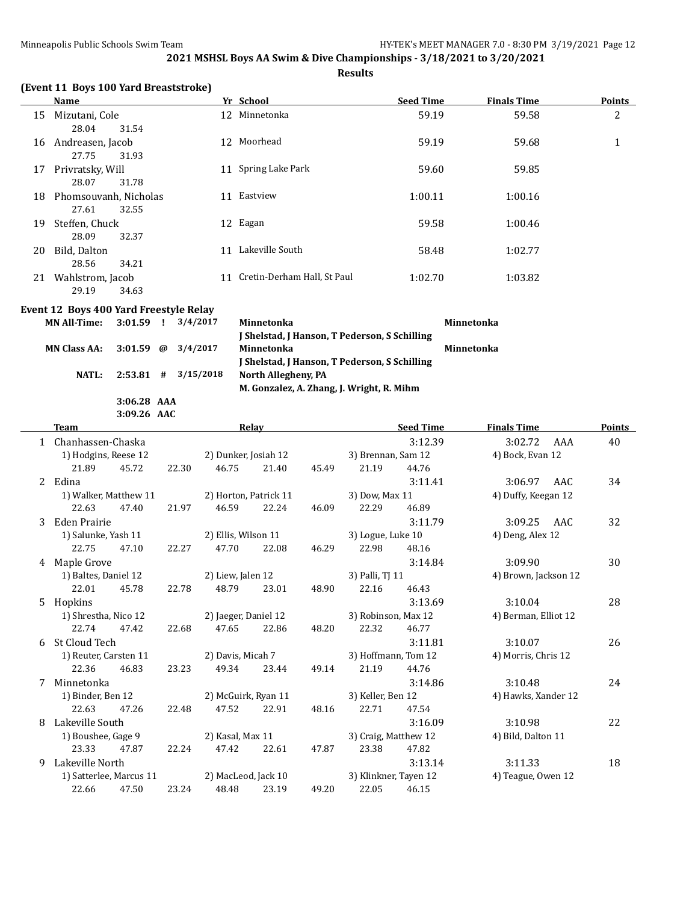## 2021 MSHSL Boys AA Swim & Dive Championships - 3/18/2021 to 3/20/2021

### Results

#### (Event 11 Boys 100 Yard Breaststroke)

| | Name | Yr | School | Seed Time | Finals Time | Points |
|---|---|---|---|---|---|---|
| 15 | Mizutani, Cole | 12 | Minnetonka | 59.19 | 59.58 | 2 |
| | 28.04 31.54 | | | | | |
| 16 | Andreasen, Jacob | 12 | Moorhead | 59.19 | 59.68 | 1 |
| | 27.75 31.93 | | | | | |
| 17 | Privratsky, Will | 11 | Spring Lake Park | 59.60 | 59.85 | |
| | 28.07 31.78 | | | | | |
| 18 | Phomsouvanh, Nicholas | 11 | Eastview | 1:00.11 | 1:00.16 | |
| | 27.61 32.55 | | | | | |
| 19 | Steffen, Chuck | 12 | Eagan | 59.58 | 1:00.46 | |
| | 28.09 32.37 | | | | | |
| 20 | Bild, Dalton | 11 | Lakeville South | 58.48 | 1:02.77 | |
| | 28.56 34.21 | | | | | |
| 21 | Wahlstrom, Jacob | 11 | Cretin-Derham Hall, St Paul | 1:02.70 | 1:03.82 | |
| | 29.19 34.63 | | | | | |

#### Event 12 Boys 400 Yard Freestyle Relay

| | | | | | |
|---|---|---|---|---|---|
| MN All-Time: | 3:01.59 | ! | 3/4/2017 | Minnetonka<br>J Shelstad, J Hanson, T Pederson, S Schilling | Minnetonka |
| MN Class AA: | 3:01.59 | @ | 3/4/2017 | Minnetonka<br>J Shelstad, J Hanson, T Pederson, S Schilling | Minnetonka |
| NATL: | 2:53.81 | # | 3/15/2018 | North Allegheny, PA<br>M. Gonzalez, A. Zhang, J. Wright, R. Mihm | |
| | 3:06.28 | AAA | | | |
| | 3:09.26 | AAC | | | |

| | Team | Relay | Seed Time | Finals Time | Points |
|---|---|---|---|---|---|
| 1 | Chanhassen-Chaska | | 3:12.39 | 3:02.72 AAA | 40 |
| | 1) Hodgins, Reese 12 | 2) Dunker, Josiah 12 | 3) Brennan, Sam 12 | 4) Bock, Evan 12 | |
| | 21.89 45.72 22.30 46.75 | 21.40 45.49 21.19 44.76 | | | |
| 2 | Edina | | 3:11.41 | 3:06.97 AAC | 34 |
| | 1) Walker, Matthew 11 | 2) Horton, Patrick 11 | 3) Dow, Max 11 | 4) Duffy, Keegan 12 | |
| | 22.63 47.40 21.97 46.59 | 22.24 46.09 22.29 46.89 | | | |
| 3 | Eden Prairie | | 3:11.79 | 3:09.25 AAC | 32 |
| | 1) Salunke, Yash 11 | 2) Ellis, Wilson 11 | 3) Logue, Luke 10 | 4) Deng, Alex 12 | |
| | 22.75 47.10 22.27 47.70 | 22.08 46.29 22.98 48.16 | | | |
| 4 | Maple Grove | | 3:14.84 | 3:09.90 | 30 |
| | 1) Baltes, Daniel 12 | 2) Liew, Jalen 12 | 3) Palli, TJ 11 | 4) Brown, Jackson 12 | |
| | 22.01 45.78 22.78 48.79 | 23.01 48.90 22.16 46.43 | | | |
| 5 | Hopkins | | 3:13.69 | 3:10.04 | 28 |
| | 1) Shrestha, Nico 12 | 2) Jaeger, Daniel 12 | 3) Robinson, Max 12 | 4) Berman, Elliot 12 | |
| | 22.74 47.42 22.68 47.65 | 22.86 48.20 22.32 46.77 | | | |
| 6 | St Cloud Tech | | 3:11.81 | 3:10.07 | 26 |
| | 1) Reuter, Carsten 11 | 2) Davis, Micah 7 | 3) Hoffmann, Tom 12 | 4) Morris, Chris 12 | |
| | 22.36 46.83 23.23 49.34 | 23.44 49.14 21.19 44.76 | | | |
| 7 | Minnetonka | | 3:14.86 | 3:10.48 | 24 |
| | 1) Binder, Ben 12 | 2) McGuirk, Ryan 11 | 3) Keller, Ben 12 | 4) Hawks, Xander 12 | |
| | 22.63 47.26 22.48 47.52 | 22.91 48.16 22.71 47.54 | | | |
| 8 | Lakeville South | | 3:16.09 | 3:10.98 | 22 |
| | 1) Boushee, Gage 9 | 2) Kasal, Max 11 | 3) Craig, Matthew 12 | 4) Bild, Dalton 11 | |
| | 23.33 47.87 22.24 47.42 | 22.61 47.87 23.38 47.82 | | | |
| 9 | Lakeville North | | 3:13.14 | 3:11.33 | 18 |
| | 1) Satterlee, Marcus 11 | 2) MacLeod, Jack 10 | 3) Klinkner, Tayen 12 | 4) Teague, Owen 12 | |
| | 22.66 47.50 23.24 48.48 | 23.19 49.20 22.05 46.15 | | | |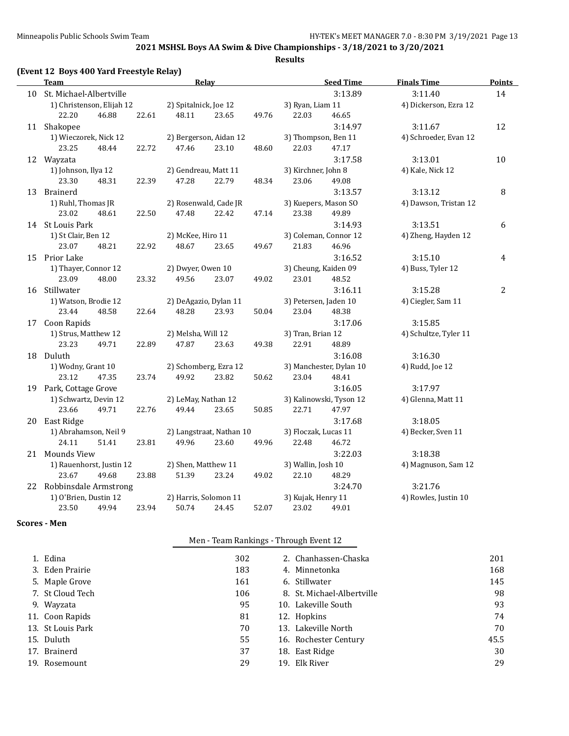## 2021 MSHSL Boys AA Swim & Dive Championships - 3/18/2021 to 3/20/2021

### Results

**(Event 12 Boys 400 Yard Freestyle Relay)**

| | Team | Relay | | Seed Time | Finals Time | Points |
|---|---|---|---|---|---|---|
| 10 | St. Michael-Albertville | | | 3:13.89 | 3:11.40 | 14 |
| | 1) Christenson, Elijah 12 | 2) Spitalnick, Joe 12 | 3) Ryan, Liam 11 | 4) Dickerson, Ezra 12 | | |
| | 22.20 46.88 | 22.61 48.11 | 23.65 49.76 | 22.03 46.65 | | |
| 11 | Shakopee | | | 3:14.97 | 3:11.67 | 12 |
| | 1) Wieczorek, Nick 12 | 2) Bergerson, Aidan 12 | 3) Thompson, Ben 11 | 4) Schroeder, Evan 12 | | |
| | 23.25 48.44 | 22.72 47.46 | 23.10 48.60 | 22.03 47.17 | | |
| 12 | Wayzata | | | 3:17.58 | 3:13.01 | 10 |
| | 1) Johnson, Ilya 12 | 2) Gendreau, Matt 11 | 3) Kirchner, John 8 | 4) Kale, Nick 12 | | |
| | 23.30 48.31 | 22.39 47.28 | 22.79 48.34 | 23.06 49.08 | | |
| 13 | Brainerd | | | 3:13.57 | 3:13.12 | 8 |
| | 1) Ruhl, Thomas JR | 2) Rosenwald, Cade JR | 3) Kuepers, Mason SO | 4) Dawson, Tristan 12 | | |
| | 23.02 48.61 | 22.50 47.48 | 22.42 47.14 | 23.38 49.89 | | |
| 14 | St Louis Park | | | 3:14.93 | 3:13.51 | 6 |
| | 1) St Clair, Ben 12 | 2) McKee, Hiro 11 | 3) Coleman, Connor 12 | 4) Zheng, Hayden 12 | | |
| | 23.07 48.21 | 22.92 48.67 | 23.65 49.67 | 21.83 46.96 | | |
| 15 | Prior Lake | | | 3:16.52 | 3:15.10 | 4 |
| | 1) Thayer, Connor 12 | 2) Dwyer, Owen 10 | 3) Cheung, Kaiden 09 | 4) Buss, Tyler 12 | | |
| | 23.09 48.00 | 23.32 49.56 | 23.07 49.02 | 23.01 48.52 | | |
| 16 | Stillwater | | | 3:16.11 | 3:15.28 | 2 |
| | 1) Watson, Brodie 12 | 2) DeAgazio, Dylan 11 | 3) Petersen, Jaden 10 | 4) Ciegler, Sam 11 | | |
| | 23.44 48.58 | 22.64 48.28 | 23.93 50.04 | 23.04 48.38 | | |
| 17 | Coon Rapids | | | 3:17.06 | 3:15.85 | |
| | 1) Strus, Matthew 12 | 2) Melsha, Will 12 | 3) Tran, Brian 12 | 4) Schultze, Tyler 11 | | |
| | 23.23 49.71 | 22.89 47.87 | 23.63 49.38 | 22.91 48.89 | | |
| 18 | Duluth | | | 3:16.08 | 3:16.30 | |
| | 1) Wodny, Grant 10 | 2) Schomberg, Ezra 12 | 3) Manchester, Dylan 10 | 4) Rudd, Joe 12 | | |
| | 23.12 47.35 | 23.74 49.92 | 23.82 50.62 | 23.04 48.41 | | |
| 19 | Park, Cottage Grove | | | 3:16.05 | 3:17.97 | |
| | 1) Schwartz, Devin 12 | 2) LeMay, Nathan 12 | 3) Kalinowski, Tyson 12 | 4) Glenna, Matt 11 | | |
| | 23.66 49.71 | 22.76 49.44 | 23.65 50.85 | 22.71 47.97 | | |
| 20 | East Ridge | | | 3:17.68 | 3:18.05 | |
| | 1) Abrahamson, Neil 9 | 2) Langstraat, Nathan 10 | 3) Floczak, Lucas 11 | 4) Becker, Sven 11 | | |
| | 24.11 51.41 | 23.81 49.96 | 23.60 49.96 | 22.48 46.72 | | |
| 21 | Mounds View | | | 3:22.03 | 3:18.38 | |
| | 1) Rauenhorst, Justin 12 | 2) Shen, Matthew 11 | 3) Wallin, Josh 10 | 4) Magnuson, Sam 12 | | |
| | 23.67 49.68 | 23.88 51.39 | 23.24 49.02 | 22.10 48.29 | | |
| 22 | Robbinsdale Armstrong | | | 3:24.70 | 3:21.76 | |
| | 1) O'Brien, Dustin 12 | 2) Harris, Solomon 11 | 3) Kujak, Henry 11 | 4) Rowles, Justin 10 | | |
| | 23.50 49.94 | 23.94 50.74 | 24.45 52.07 | 23.02 49.01 | | |

### Scores - Men

**Men - Team Rankings - Through Event 12**

| Rank | Team | Points | Rank | Team | Points |
|---|---|---|---|---|---|
| 1. | Edina | 302 | 2. | Chanhassen-Chaska | 201 |
| 3. | Eden Prairie | 183 | 4. | Minnetonka | 168 |
| 5. | Maple Grove | 161 | 6. | Stillwater | 145 |
| 7. | St Cloud Tech | 106 | 8. | St. Michael-Albertville | 98 |
| 9. | Wayzata | 95 | 10. | Lakeville South | 93 |
| 11. | Coon Rapids | 81 | 12. | Hopkins | 74 |
| 13. | St Louis Park | 70 | 13. | Lakeville North | 70 |
| 15. | Duluth | 55 | 16. | Rochester Century | 45.5 |
| 17. | Brainerd | 37 | 18. | East Ridge | 30 |
| 19. | Rosemount | 29 | 19. | Elk River | 29 |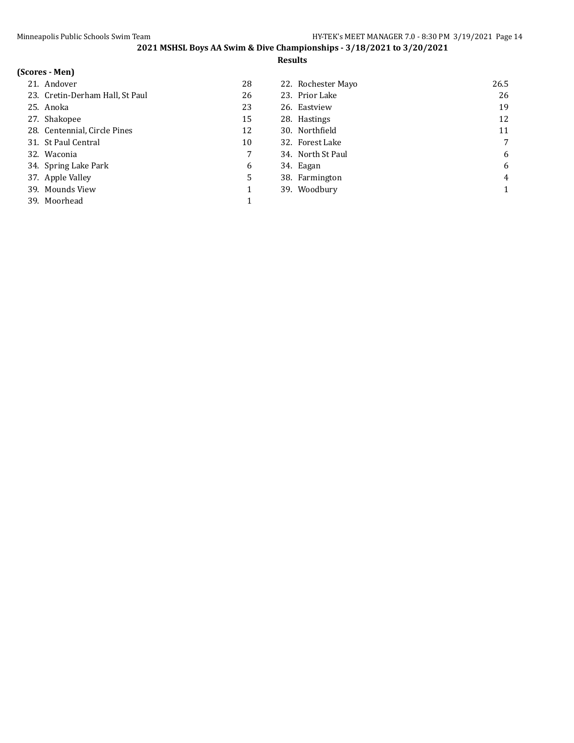## 2021 MSHSL Boys AA Swim & Dive Championships - 3/18/2021 to 3/20/2021

### Results

**(Scores - Men)**

| | | | |
|---|---|---|---|
| 21. Andover | 28 | 22. Rochester Mayo | 26.5 |
| 23. Cretin-Derham Hall, St Paul | 26 | 23. Prior Lake | 26 |
| 25. Anoka | 23 | 26. Eastview | 19 |
| 27. Shakopee | 15 | 28. Hastings | 12 |
| 28. Centennial, Circle Pines | 12 | 30. Northfield | 11 |
| 31. St Paul Central | 10 | 32. Forest Lake | 7 |
| 32. Waconia | 7 | 34. North St Paul | 6 |
| 34. Spring Lake Park | 6 | 34. Eagan | 6 |
| 37. Apple Valley | 5 | 38. Farmington | 4 |
| 39. Mounds View | 1 | 39. Woodbury | 1 |
| 39. Moorhead | 1 | | |